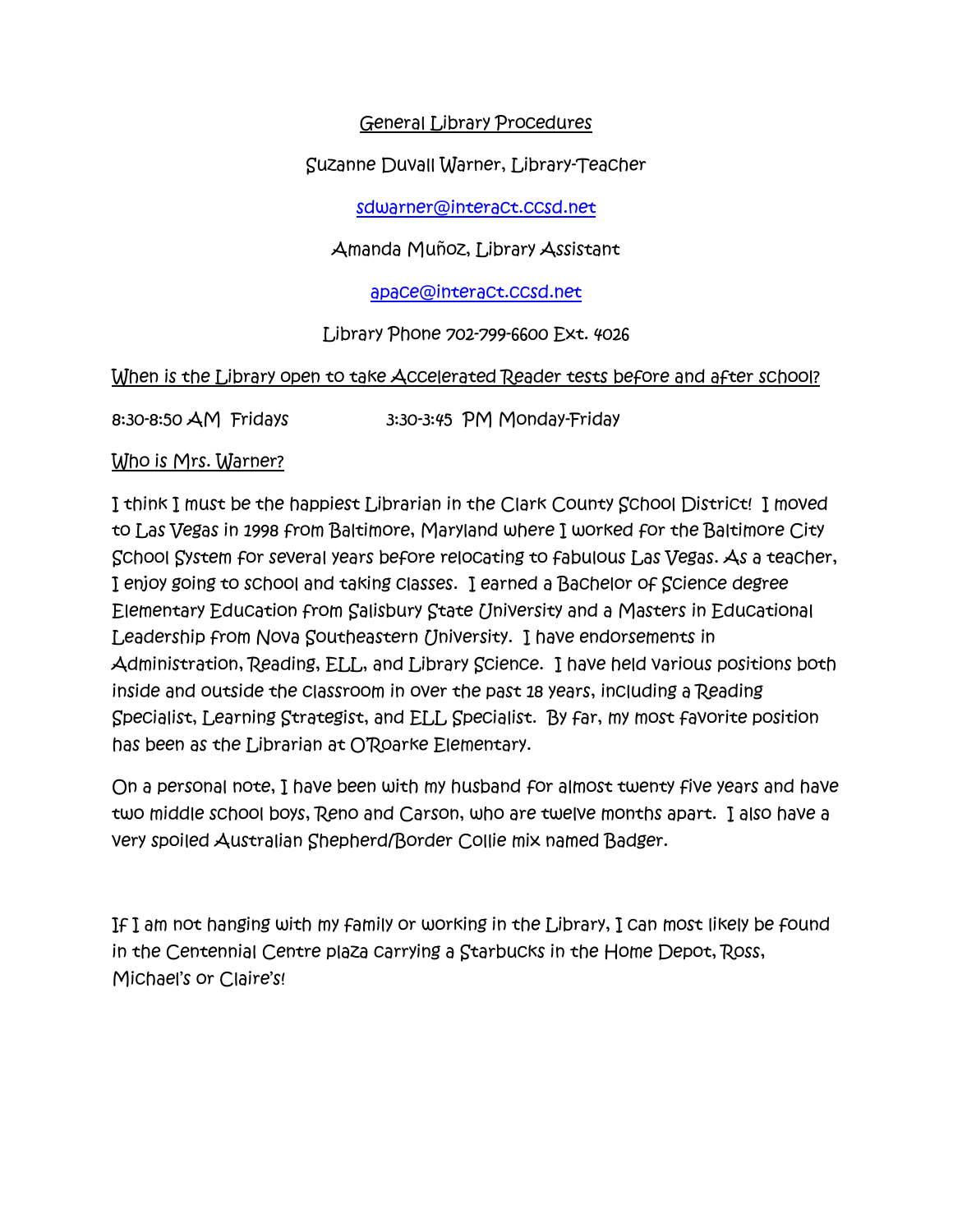# General Library Procedures

Suzanne Duvall Warner, Library-Teacher

sdwarner@interact.ccsd.net

Amanda Muñoz, Library Assistant

apace@interact.ccsd.net

Library Phone 702-799-6600 Ext. 4026

## When is the Library open to take Accelerated Reader tests before and after school?

8:30-8:50 AM Fridays 3:30-3:45 PM Monday-Friday

## Who is Mrs. Warner?

I think I must be the happiest Librarian in the Clark County School District! I moved to Las Vegas in 1998 from Baltimore, Maryland where I worked for the Baltimore City School System for several years before relocating to fabulous Las Vegas. As a teacher, I enjoy going to school and taking classes. I earned a Bachelor of Science degree Elementary Education from Salisbury State University and a Masters in Educational Leadership from Nova Southeastern University. I have endorsements in Administration, Reading, ELL, and Library Science. I have held various positions both inside and outside the classroom in over the past 18 years, including a Reading Specialist, Learning Strategist, and ELL Specialist. By far, my most favorite position has been as the Librarian at O'Roarke Elementary.

On a personal note, I have been with my husband for almost twenty five years and have two middle school boys, Reno and Carson, who are twelve months apart. I also have a very spoiled Australian Shepherd/Border Collie mix named Badger.

If I am not hanging with my family or working in the Library, I can most likely be found in the Centennial Centre plaza carrying a Starbucks in the Home Depot, Ross, Michael's or Claire's!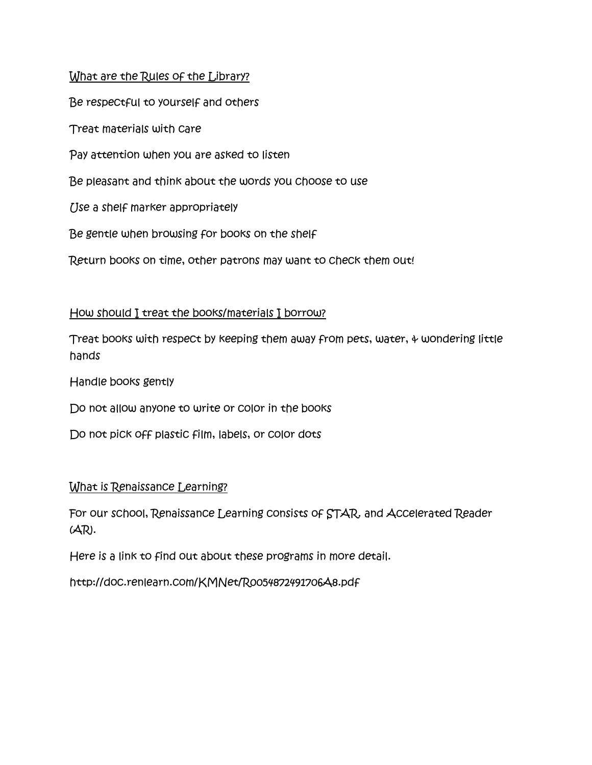## What are the Rules of the Library?

Be respectful to yourself and others

Treat materials with care

Pay attention when you are asked to listen

Be pleasant and think about the words you choose to use

Use a shelf marker appropriately

Be gentle when browsing for books on the shelf

Return books on time, other patrons may want to check them out!

## How should I treat the books/materials I borrow?

Treat books with respect by keeping them away from pets, water, & wondering little hands

Handle books gently

Do not allow anyone to write or color in the books

Do not pick off plastic film, labels, or color dots

## What is Renaissance Learning?

For our school, Renaissance Learning consists of STAR and Accelerated Reader (AR).

Here is a link to find out about these programs in more detail.

http://doc.renlearn.com/KMNet/R0054872491706A8.pdf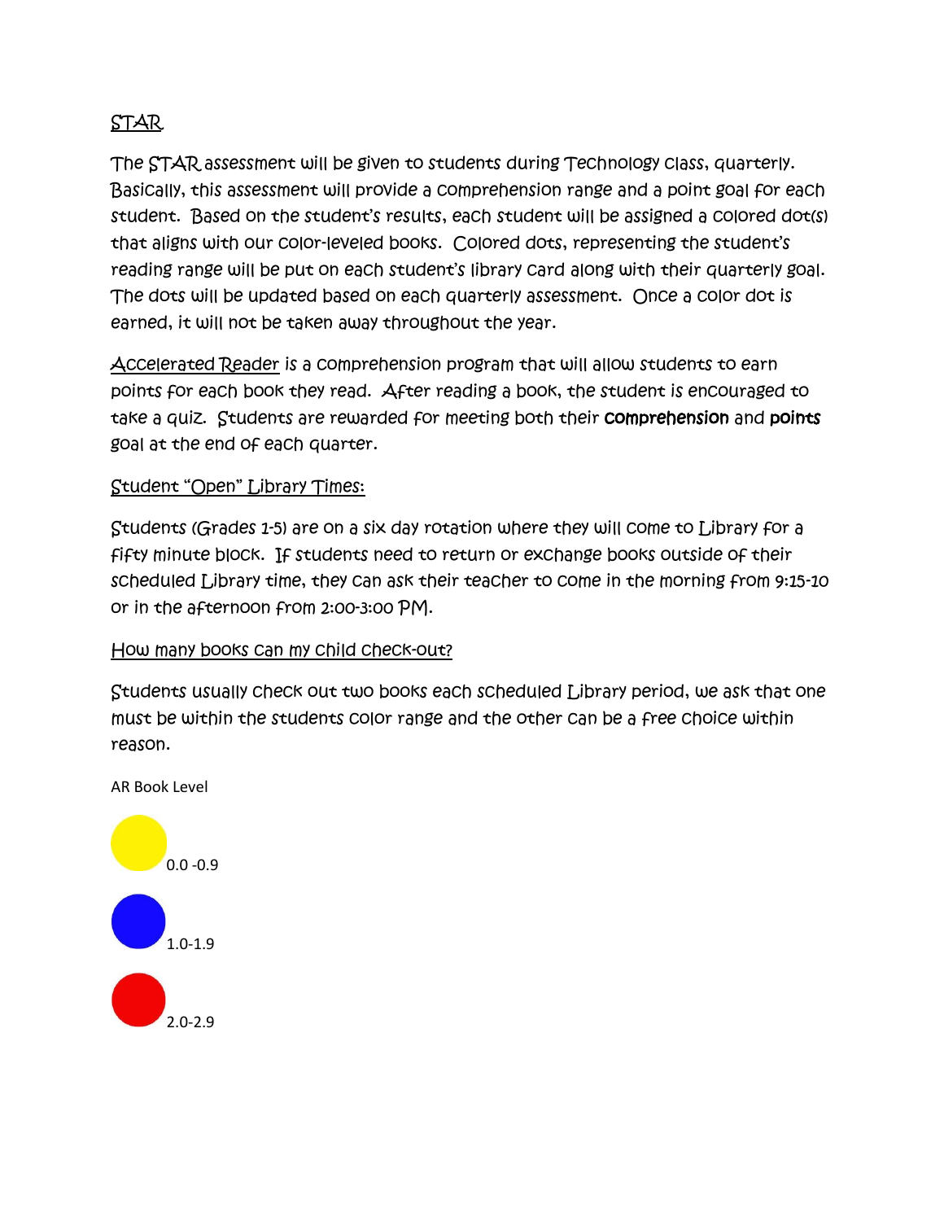## STAR

The STAR assessment will be given to students during Technology class, quarterly. Basically, this assessment will provide a comprehension range and a point goal for each student. Based on the student's results, each student will be assigned a colored dot(s) that aligns with our color-leveled books. Colored dots, representing the student's reading range will be put on each student's library card along with their quarterly goal. The dots will be updated based on each quarterly assessment. Once a color dot is earned, it will not be taken away throughout the year.

Accelerated Reader is a comprehension program that will allow students to earn points for each book they read. After reading a book, the student is encouraged to take a quiz. Students are rewarded for meeting both their **comprehension** and **points** goal at the end of each quarter.

## Student "Open" Library Times:

Students (Grades 1-5) are on a six day rotation where they will come to Library for a fifty minute block. If students need to return or exchange books outside of their scheduled Library time, they can ask their teacher to come in the morning from 9:15-10 or in the afternoon from 2:00-3:00 PM.

## How many books can my child check-out?

Students usually check out two books each scheduled Library period, we ask that one must be within the students color range and the other can be a free choice within reason.

AR Book Level

- Yellow: 0.0 -0.9
- Blue: 1.0-1.9
- Red: 2.0-2.9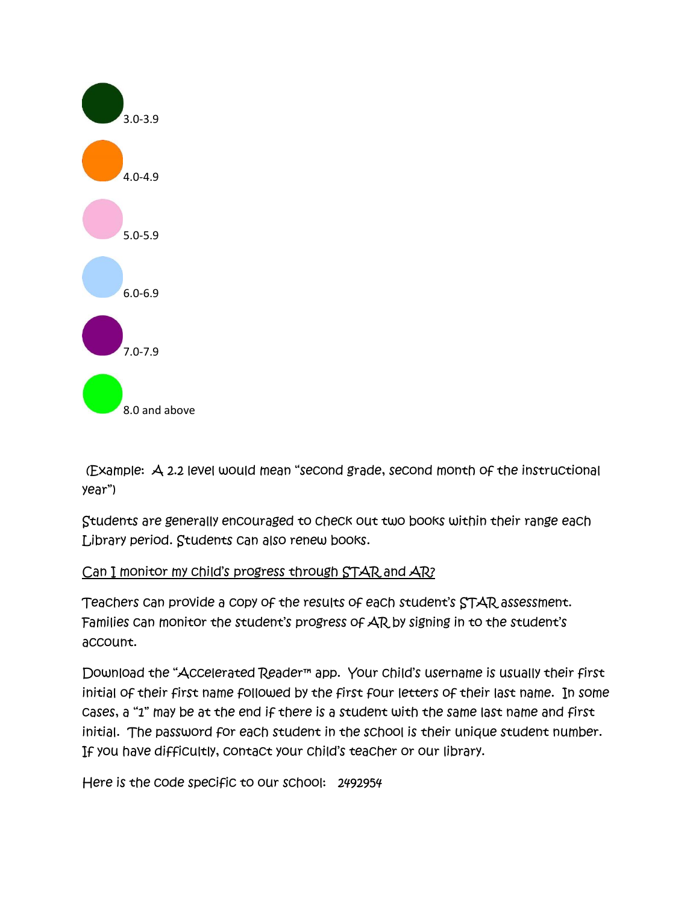3.0-3.9

4.0-4.9

5.0-5.9

6.0-6.9

7.0-7.9

8.0 and above

(Example: A 2.2 level would mean "second grade, second month of the instructional year")

Students are generally encouraged to check out two books within their range each Library period. Students can also renew books.

<u>Can I monitor my child's progress through STAR and AR?</u>

Teachers can provide a copy of the results of each student's STAR assessment. Families can monitor the student's progress of AR by signing in to the student's account.

Download the "Accelerated Reader™ app. Your child's username is usually their first initial of their first name followed by the first four letters of their last name. In some cases, a "1" may be at the end if there is a student with the same last name and first initial. The password for each student in the school is their unique student number. If you have difficultly, contact your child's teacher or our library.

Here is the code specific to our school: 2492954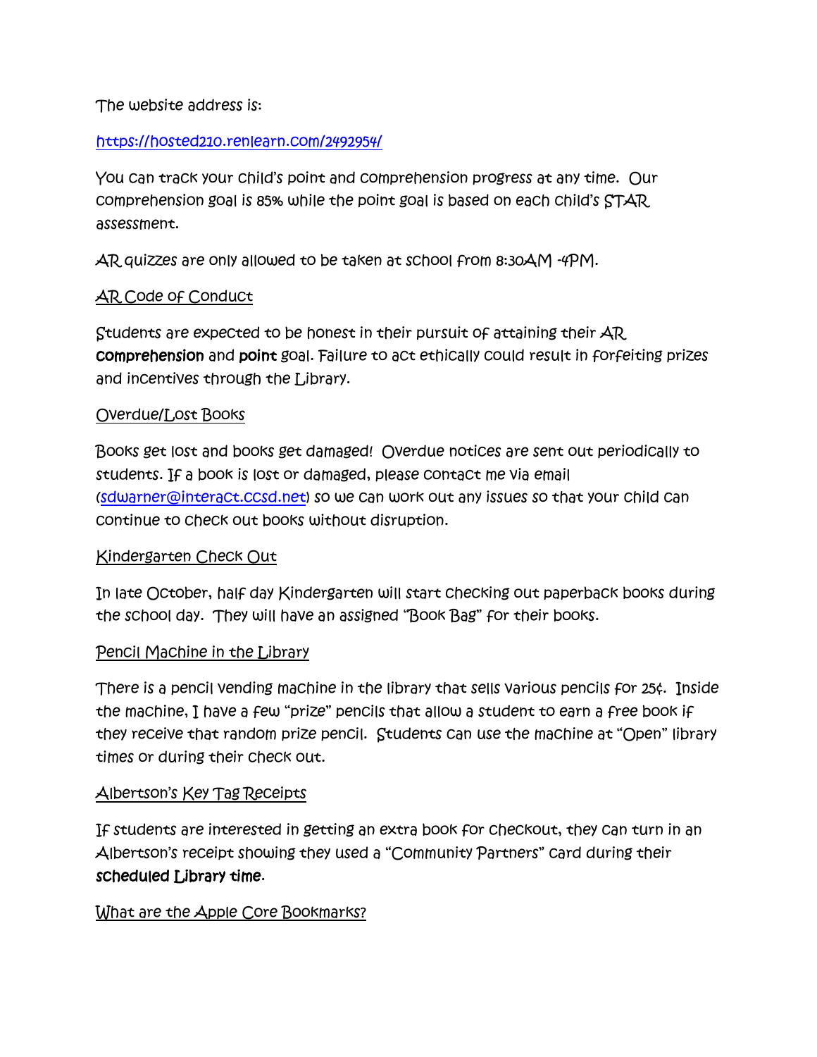The website address is:

https://hosted210.renlearn.com/2492954/

You can track your child's point and comprehension progress at any time. Our comprehension goal is 85% while the point goal is based on each child's STAR assessment.

AR quizzes are only allowed to be taken at school from 8:30AM -4PM.

## AR Code of Conduct

Students are expected to be honest in their pursuit of attaining their AR **comprehension** and **point** goal. Failure to act ethically could result in forfeiting prizes and incentives through the Library.

## Overdue/Lost Books

Books get lost and books get damaged! Overdue notices are sent out periodically to students. If a book is lost or damaged, please contact me via email (sdwarner@interact.ccsd.net) so we can work out any issues so that your child can continue to check out books without disruption.

## Kindergarten Check Out

In late October, half day Kindergarten will start checking out paperback books during the school day. They will have an assigned "Book Bag" for their books.

## Pencil Machine in the Library

There is a pencil vending machine in the library that sells various pencils for 25¢. Inside the machine, I have a few "prize" pencils that allow a student to earn a free book if they receive that random prize pencil. Students can use the machine at "Open" library times or during their check out.

## Albertson's Key Tag Receipts

If students are interested in getting an extra book for checkout, they can turn in an Albertson's receipt showing they used a "Community Partners" card during their **scheduled Library time**.

## What are the Apple Core Bookmarks?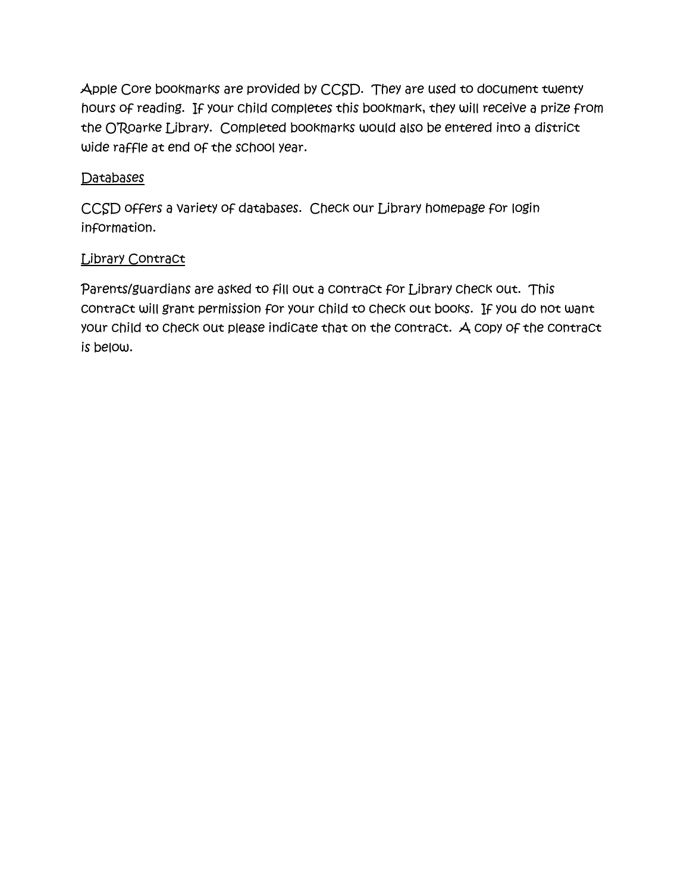Apple Core bookmarks are provided by CCSD. They are used to document twenty hours of reading. If your child completes this bookmark, they will receive a prize from the O'Roarke Library. Completed bookmarks would also be entered into a district wide raffle at end of the school year.

Databases

CCSD offers a variety of databases. Check our Library homepage for login information.

Library Contract

Parents/guardians are asked to fill out a contract for Library check out. This contract will grant permission for your child to check out books. If you do not want your child to check out please indicate that on the contract. A copy of the contract is below.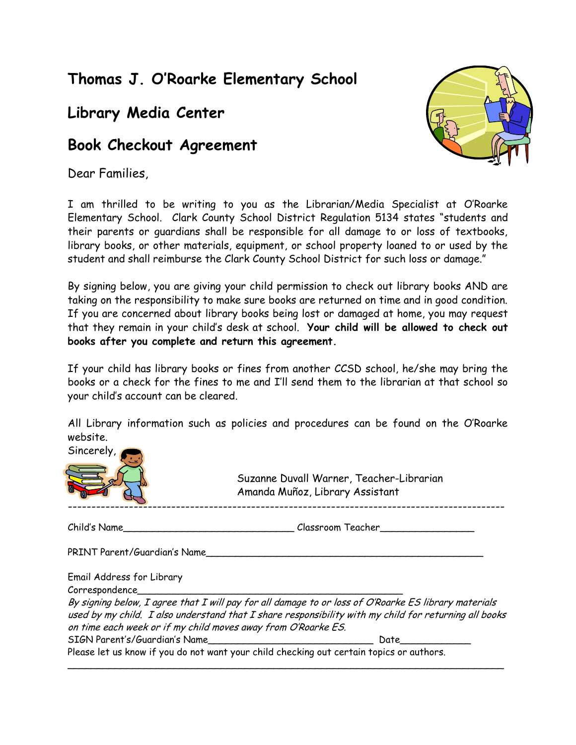# Thomas J. O'Roarke Elementary School

## Library Media Center

## Book Checkout Agreement

Dear Families,

I am thrilled to be writing to you as the Librarian/Media Specialist at O'Roarke Elementary School. Clark County School District Regulation 5134 states "students and their parents or guardians shall be responsible for all damage to or loss of textbooks, library books, or other materials, equipment, or school property loaned to or used by the student and shall reimburse the Clark County School District for such loss or damage."

By signing below, you are giving your child permission to check out library books AND are taking on the responsibility to make sure books are returned on time and in good condition. If you are concerned about library books being lost or damaged at home, you may request that they remain in your child's desk at school. **Your child will be allowed to check out books after you complete and return this agreement.**

If your child has library books or fines from another CCSD school, he/she may bring the books or a check for the fines to me and I'll send them to the librarian at that school so your child's account can be cleared.

All Library information such as policies and procedures can be found on the O'Roarke website.

Sincerely,

Suzanne Duvall Warner, Teacher-Librarian
Amanda Muñoz, Library Assistant

---

Child's Name______________________________ Classroom Teacher________________

PRINT Parent/Guardian's Name________________________________________________

Email Address for Library Correspondence______________________________________________

*By signing below, I agree that I will pay for all damage to or loss of O'Roarke ES library materials used by my child. I also understand that I share responsibility with my child for returning all books on time each week or if my child moves away from O'Roarke ES.*

SIGN Parent's/Guardian's Name______________________________ Date____________

Please let us know if you do not want your child checking out certain topics or authors.

_____________________________________________________________________________